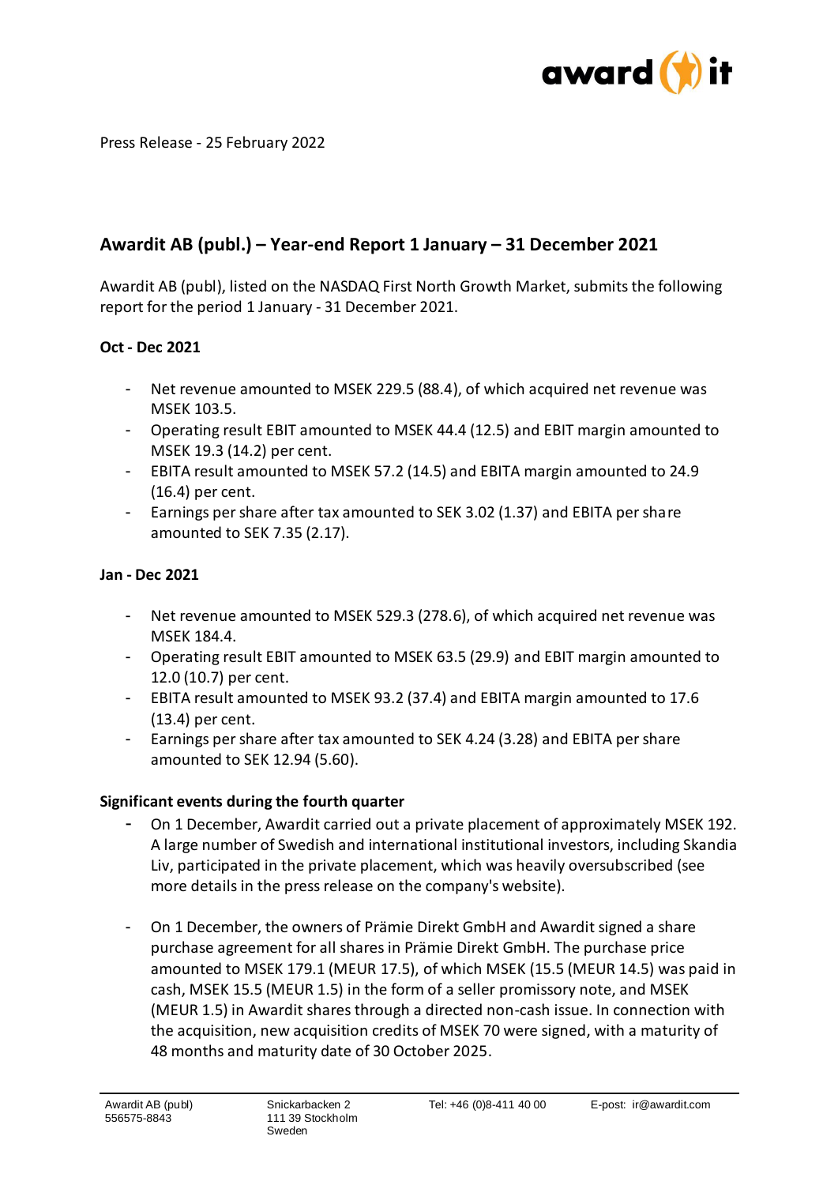Press Release - 25 February 2022

## Awardit AB (publ.) – Year-end Report 1 January – 31 December 2021

Awardit AB (publ), listed on the NASDAQ First North Growth Market, submits the following report for the period 1 January - 31 December 2021.

**Oct - Dec 2021**

- Net revenue amounted to MSEK 229.5 (88.4), of which acquired net revenue was MSEK 103.5.
- Operating result EBIT amounted to MSEK 44.4 (12.5) and EBIT margin amounted to MSEK 19.3 (14.2) per cent.
- EBITA result amounted to MSEK 57.2 (14.5) and EBITA margin amounted to 24.9 (16.4) per cent.
- Earnings per share after tax amounted to SEK 3.02 (1.37) and EBITA per share amounted to SEK 7.35 (2.17).

**Jan - Dec 2021**

- Net revenue amounted to MSEK 529.3 (278.6), of which acquired net revenue was MSEK 184.4.
- Operating result EBIT amounted to MSEK 63.5 (29.9) and EBIT margin amounted to 12.0 (10.7) per cent.
- EBITA result amounted to MSEK 93.2 (37.4) and EBITA margin amounted to 17.6 (13.4) per cent.
- Earnings per share after tax amounted to SEK 4.24 (3.28) and EBITA per share amounted to SEK 12.94 (5.60).

**Significant events during the fourth quarter**

- On 1 December, Awardit carried out a private placement of approximately MSEK 192. A large number of Swedish and international institutional investors, including Skandia Liv, participated in the private placement, which was heavily oversubscribed (see more details in the press release on the company's website).

- On 1 December, the owners of Prämie Direkt GmbH and Awardit signed a share purchase agreement for all shares in Prämie Direkt GmbH. The purchase price amounted to MSEK 179.1 (MEUR 17.5), of which MSEK (15.5 (MEUR 14.5) was paid in cash, MSEK 15.5 (MEUR 1.5) in the form of a seller promissory note, and MSEK (MEUR 1.5) in Awardit shares through a directed non-cash issue. In connection with the acquisition, new acquisition credits of MSEK 70 were signed, with a maturity of 48 months and maturity date of 30 October 2025.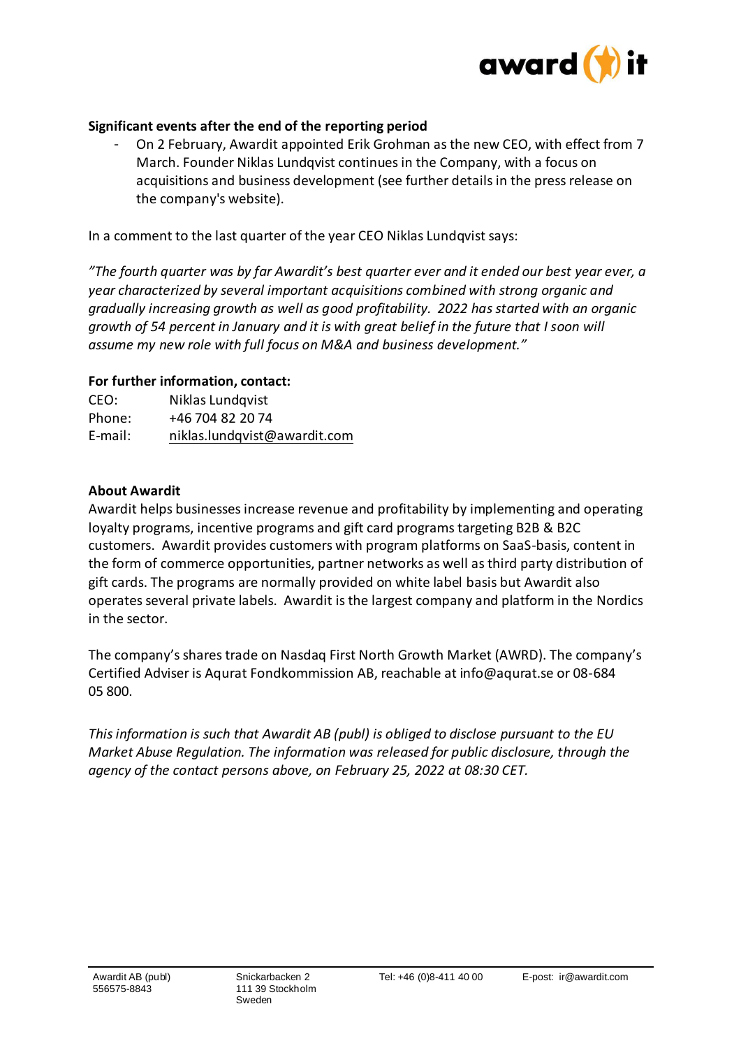**Significant events after the end of the reporting period**

- On 2 February, Awardit appointed Erik Grohman as the new CEO, with effect from 7 March. Founder Niklas Lundqvist continues in the Company, with a focus on acquisitions and business development (see further details in the press release on the company's website).

In a comment to the last quarter of the year CEO Niklas Lundqvist says:

*"The fourth quarter was by far Awardit's best quarter ever and it ended our best year ever, a year characterized by several important acquisitions combined with strong organic and gradually increasing growth as well as good profitability. 2022 has started with an organic growth of 54 percent in January and it is with great belief in the future that I soon will assume my new role with full focus on M&A and business development."*

**For further information, contact:**

| | |
|---|---|
| CEO: | Niklas Lundqvist |
| Phone: | +46 704 82 20 74 |
| E-mail: | niklas.lundqvist@awardit.com |

**About Awardit**

Awardit helps businesses increase revenue and profitability by implementing and operating loyalty programs, incentive programs and gift card programs targeting B2B & B2C customers. Awardit provides customers with program platforms on SaaS-basis, content in the form of commerce opportunities, partner networks as well as third party distribution of gift cards. The programs are normally provided on white label basis but Awardit also operates several private labels. Awardit is the largest company and platform in the Nordics in the sector.

The company's shares trade on Nasdaq First North Growth Market (AWRD). The company's Certified Adviser is Aqurat Fondkommission AB, reachable at info@aqurat.se or 08-684 05 800.

*This information is such that Awardit AB (publ) is obliged to disclose pursuant to the EU Market Abuse Regulation. The information was released for public disclosure, through the agency of the contact persons above, on February 25, 2022 at 08:30 CET.*